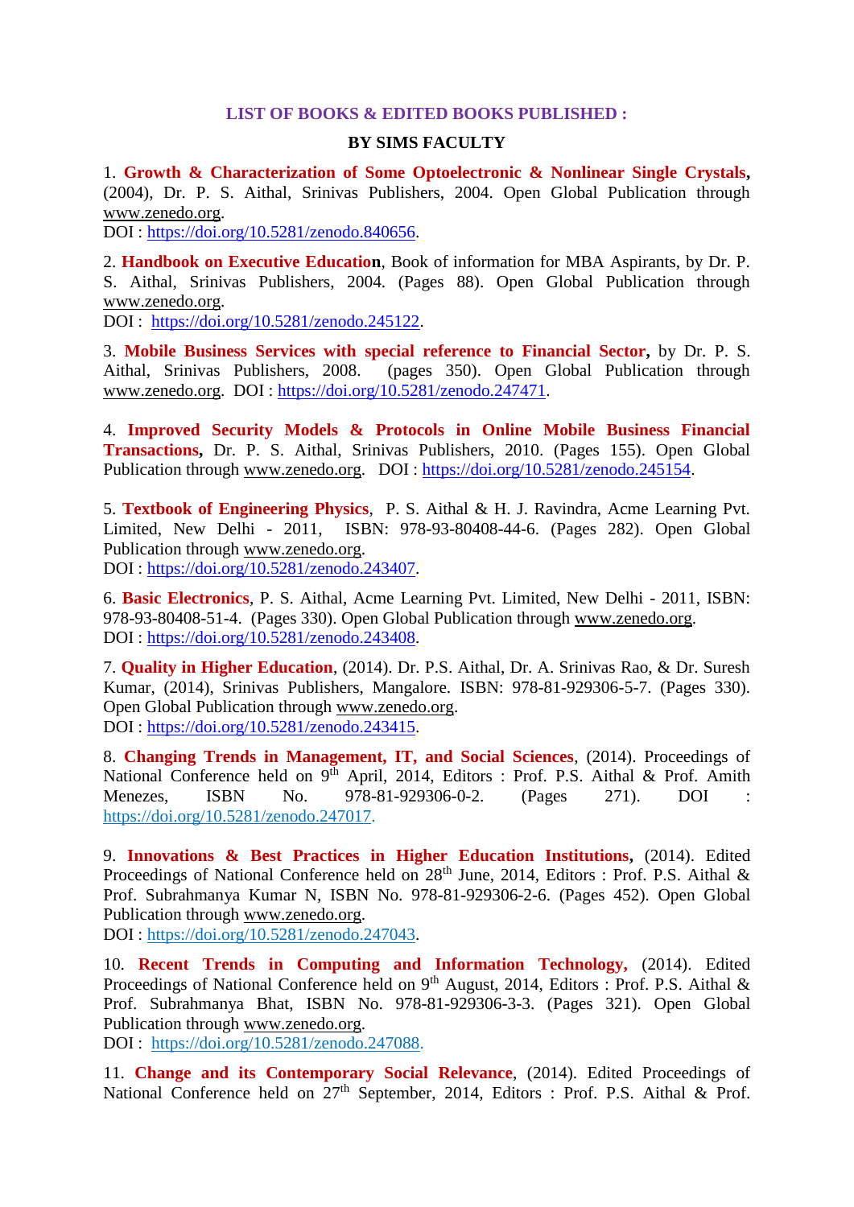## LIST OF BOOKS & EDITED BOOKS PUBLISHED :

### BY SIMS FACULTY

1. **Growth & Characterization of Some Optoelectronic & Nonlinear Single Crystals,** (2004), Dr. P. S. Aithal, Srinivas Publishers, 2004. Open Global Publication through www.zenodo.org.
DOI : https://doi.org/10.5281/zenodo.840656.

2. **Handbook on Executive Education**, Book of information for MBA Aspirants, by Dr. P. S. Aithal, Srinivas Publishers, 2004. (Pages 88). Open Global Publication through www.zenodo.org.
DOI : https://doi.org/10.5281/zenodo.245122.

3. **Mobile Business Services with special reference to Financial Sector,** by Dr. P. S. Aithal, Srinivas Publishers, 2008. (pages 350). Open Global Publication through www.zenodo.org. DOI : https://doi.org/10.5281/zenodo.247471.

4. **Improved Security Models & Protocols in Online Mobile Business Financial Transactions,** Dr. P. S. Aithal, Srinivas Publishers, 2010. (Pages 155). Open Global Publication through www.zenodo.org. DOI : https://doi.org/10.5281/zenodo.245154.

5. **Textbook of Engineering Physics**, P. S. Aithal & H. J. Ravindra, Acme Learning Pvt. Limited, New Delhi - 2011, ISBN: 978-93-80408-44-6. (Pages 282). Open Global Publication through www.zenodo.org.
DOI : https://doi.org/10.5281/zenodo.243407.

6. **Basic Electronics**, P. S. Aithal, Acme Learning Pvt. Limited, New Delhi - 2011, ISBN: 978-93-80408-51-4. (Pages 330). Open Global Publication through www.zenodo.org.
DOI : https://doi.org/10.5281/zenodo.243408.

7. **Quality in Higher Education**, (2014). Dr. P.S. Aithal, Dr. A. Srinivas Rao, & Dr. Suresh Kumar, (2014), Srinivas Publishers, Mangalore. ISBN: 978-81-929306-5-7. (Pages 330). Open Global Publication through www.zenodo.org.
DOI : https://doi.org/10.5281/zenodo.243415.

8. **Changing Trends in Management, IT, and Social Sciences**, (2014). Proceedings of National Conference held on 9th April, 2014, Editors : Prof. P.S. Aithal & Prof. Amith Menezes, ISBN No. 978-81-929306-0-2. (Pages 271). DOI : https://doi.org/10.5281/zenodo.247017.

9. **Innovations & Best Practices in Higher Education Institutions,** (2014). Edited Proceedings of National Conference held on 28th June, 2014, Editors : Prof. P.S. Aithal & Prof. Subrahmanya Kumar N, ISBN No. 978-81-929306-2-6. (Pages 452). Open Global Publication through www.zenodo.org.
DOI : https://doi.org/10.5281/zenodo.247043.

10. **Recent Trends in Computing and Information Technology,** (2014). Edited Proceedings of National Conference held on 9th August, 2014, Editors : Prof. P.S. Aithal & Prof. Subrahmanya Bhat, ISBN No. 978-81-929306-3-3. (Pages 321). Open Global Publication through www.zenodo.org.
DOI : https://doi.org/10.5281/zenodo.247088.

11. **Change and its Contemporary Social Relevance**, (2014). Edited Proceedings of National Conference held on 27th September, 2014, Editors : Prof. P.S. Aithal & Prof.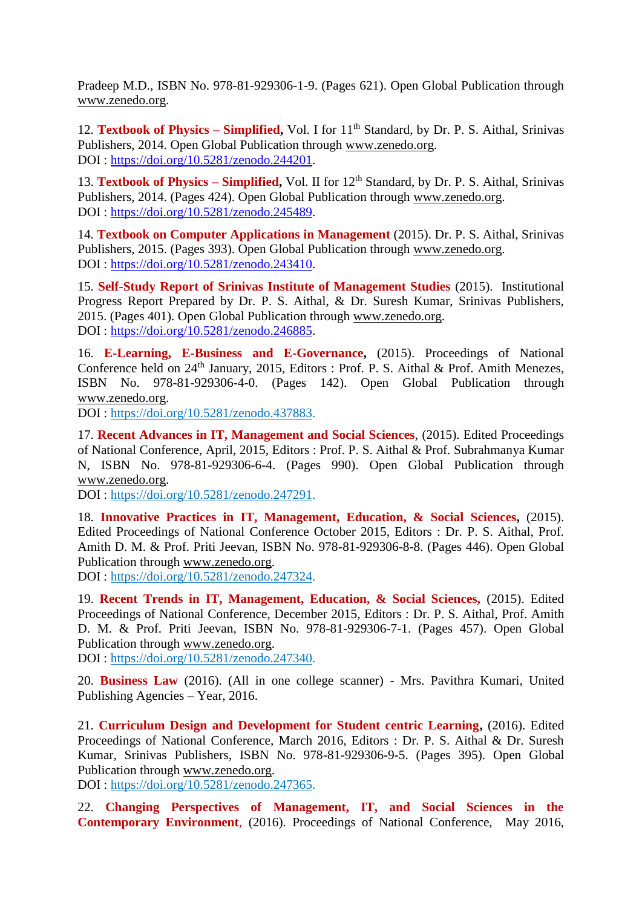Pradeep M.D., ISBN No. 978-81-929306-1-9. (Pages 621). Open Global Publication through www.zenedo.org.

12. **Textbook of Physics – Simplified,** Vol. I for 11th Standard, by Dr. P. S. Aithal, Srinivas Publishers, 2014. Open Global Publication through www.zenedo.org.
DOI : https://doi.org/10.5281/zenodo.244201.

13. **Textbook of Physics – Simplified,** Vol. II for 12th Standard, by Dr. P. S. Aithal, Srinivas Publishers, 2014. (Pages 424). Open Global Publication through www.zenedo.org.
DOI : https://doi.org/10.5281/zenodo.245489.

14. **Textbook on Computer Applications in Management** (2015). Dr. P. S. Aithal, Srinivas Publishers, 2015. (Pages 393). Open Global Publication through www.zenedo.org.
DOI : https://doi.org/10.5281/zenodo.243410.

15. **Self-Study Report of Srinivas Institute of Management Studies** (2015). Institutional Progress Report Prepared by Dr. P. S. Aithal, & Dr. Suresh Kumar, Srinivas Publishers, 2015. (Pages 401). Open Global Publication through www.zenedo.org.
DOI : https://doi.org/10.5281/zenodo.246885.

16. **E-Learning, E-Business and E-Governance,** (2015). Proceedings of National Conference held on 24th January, 2015, Editors : Prof. P. S. Aithal & Prof. Amith Menezes, ISBN No. 978-81-929306-4-0. (Pages 142). Open Global Publication through www.zenedo.org.
DOI : https://doi.org/10.5281/zenodo.437883.

17. **Recent Advances in IT, Management and Social Sciences**, (2015). Edited Proceedings of National Conference, April, 2015, Editors : Prof. P. S. Aithal & Prof. Subrahmanya Kumar N, ISBN No. 978-81-929306-6-4. (Pages 990). Open Global Publication through www.zenedo.org.
DOI : https://doi.org/10.5281/zenodo.247291.

18. **Innovative Practices in IT, Management, Education, & Social Sciences,** (2015). Edited Proceedings of National Conference October 2015, Editors : Dr. P. S. Aithal, Prof. Amith D. M. & Prof. Priti Jeevan, ISBN No. 978-81-929306-8-8. (Pages 446). Open Global Publication through www.zenedo.org.
DOI : https://doi.org/10.5281/zenodo.247324.

19. **Recent Trends in IT, Management, Education, & Social Sciences,** (2015). Edited Proceedings of National Conference, December 2015, Editors : Dr. P. S. Aithal, Prof. Amith D. M. & Prof. Priti Jeevan, ISBN No. 978-81-929306-7-1. (Pages 457). Open Global Publication through www.zenedo.org.
DOI : https://doi.org/10.5281/zenodo.247340.

20. **Business Law** (2016). (All in one college scanner) - Mrs. Pavithra Kumari, United Publishing Agencies – Year, 2016.

21. **Curriculum Design and Development for Student centric Learning,** (2016). Edited Proceedings of National Conference, March 2016, Editors : Dr. P. S. Aithal & Dr. Suresh Kumar, Srinivas Publishers, ISBN No. 978-81-929306-9-5. (Pages 395). Open Global Publication through www.zenedo.org.
DOI : https://doi.org/10.5281/zenodo.247365.

22. **Changing Perspectives of Management, IT, and Social Sciences in the Contemporary Environment**, (2016). Proceedings of National Conference, May 2016,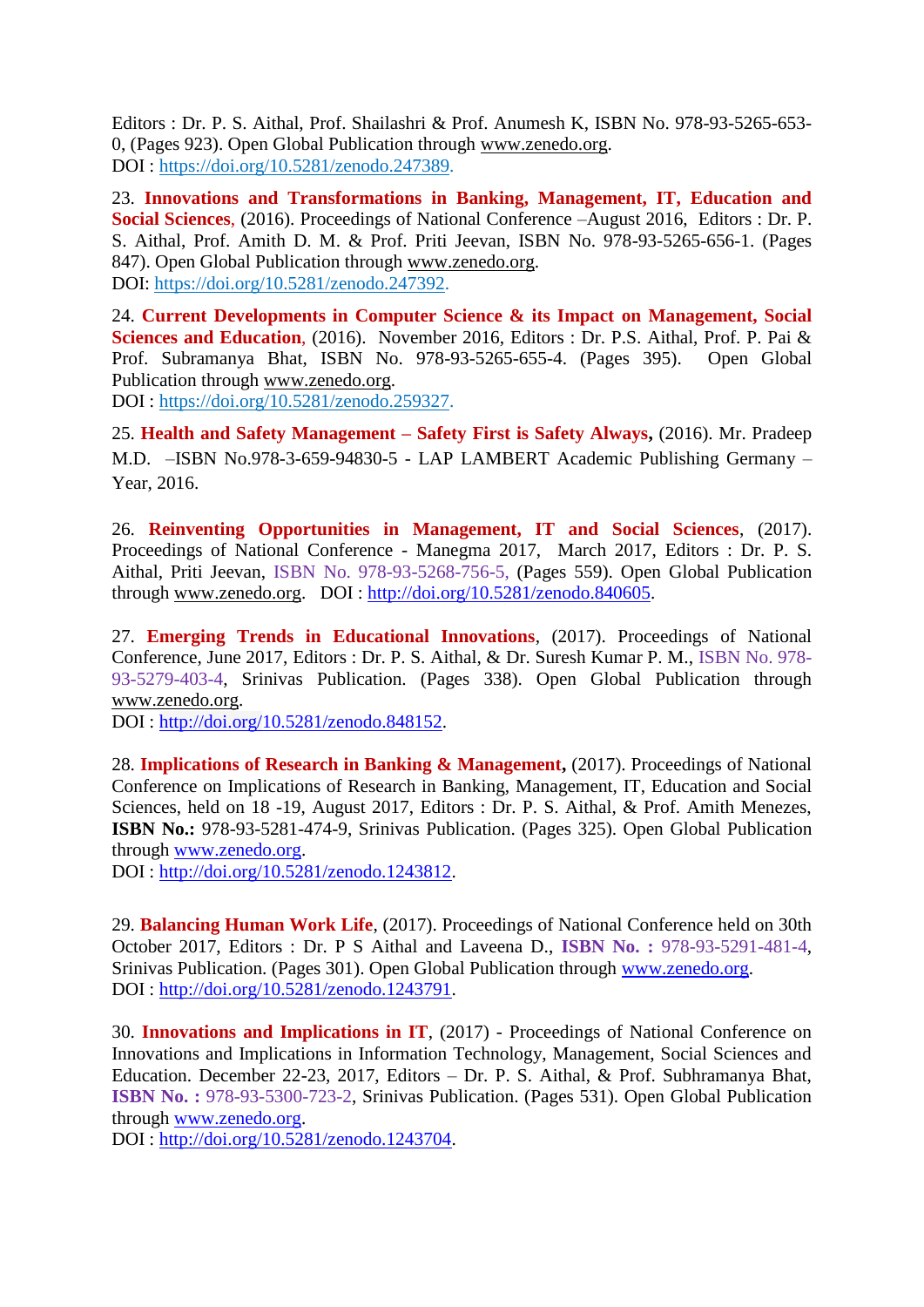Editors : Dr. P. S. Aithal, Prof. Shailashri & Prof. Anumesh K, ISBN No. 978-93-5265-653-0, (Pages 923). Open Global Publication through www.zenedo.org.
DOI : https://doi.org/10.5281/zenodo.247389.

23. **Innovations and Transformations in Banking, Management, IT, Education and Social Sciences**, (2016). Proceedings of National Conference –August 2016, Editors : Dr. P. S. Aithal, Prof. Amith D. M. & Prof. Priti Jeevan, ISBN No. 978-93-5265-656-1. (Pages 847). Open Global Publication through www.zenedo.org.
DOI: https://doi.org/10.5281/zenodo.247392.

24. **Current Developments in Computer Science & its Impact on Management, Social Sciences and Education**, (2016). November 2016, Editors : Dr. P.S. Aithal, Prof. P. Pai & Prof. Subramanya Bhat, ISBN No. 978-93-5265-655-4. (Pages 395). Open Global Publication through www.zenedo.org.
DOI : https://doi.org/10.5281/zenodo.259327.

25. **Health and Safety Management – Safety First is Safety Always,** (2016). Mr. Pradeep M.D. –ISBN No.978-3-659-94830-5 - LAP LAMBERT Academic Publishing Germany – Year, 2016.

26. **Reinventing Opportunities in Management, IT and Social Sciences**, (2017). Proceedings of National Conference - Manegma 2017, March 2017, Editors : Dr. P. S. Aithal, Priti Jeevan, ISBN No. 978-93-5268-756-5, (Pages 559). Open Global Publication through www.zenedo.org. DOI : http://doi.org/10.5281/zenodo.840605.

27. **Emerging Trends in Educational Innovations**, (2017). Proceedings of National Conference, June 2017, Editors : Dr. P. S. Aithal, & Dr. Suresh Kumar P. M., ISBN No. 978-93-5279-403-4, Srinivas Publication. (Pages 338). Open Global Publication through www.zenedo.org.
DOI : http://doi.org/10.5281/zenodo.848152.

28. **Implications of Research in Banking & Management,** (2017). Proceedings of National Conference on Implications of Research in Banking, Management, IT, Education and Social Sciences, held on 18 -19, August 2017, Editors : Dr. P. S. Aithal, & Prof. Amith Menezes, **ISBN No.:** 978-93-5281-474-9, Srinivas Publication. (Pages 325). Open Global Publication through www.zenedo.org.
DOI : http://doi.org/10.5281/zenodo.1243812.

29. **Balancing Human Work Life**, (2017). Proceedings of National Conference held on 30th October 2017, Editors : Dr. P S Aithal and Laveena D., **ISBN No. :** 978-93-5291-481-4, Srinivas Publication. (Pages 301). Open Global Publication through www.zenedo.org.
DOI : http://doi.org/10.5281/zenodo.1243791.

30. **Innovations and Implications in IT**, (2017) - Proceedings of National Conference on Innovations and Implications in Information Technology, Management, Social Sciences and Education. December 22-23, 2017, Editors – Dr. P. S. Aithal, & Prof. Subhramanya Bhat, **ISBN No. :** 978-93-5300-723-2, Srinivas Publication. (Pages 531). Open Global Publication through www.zenedo.org.
DOI : http://doi.org/10.5281/zenodo.1243704.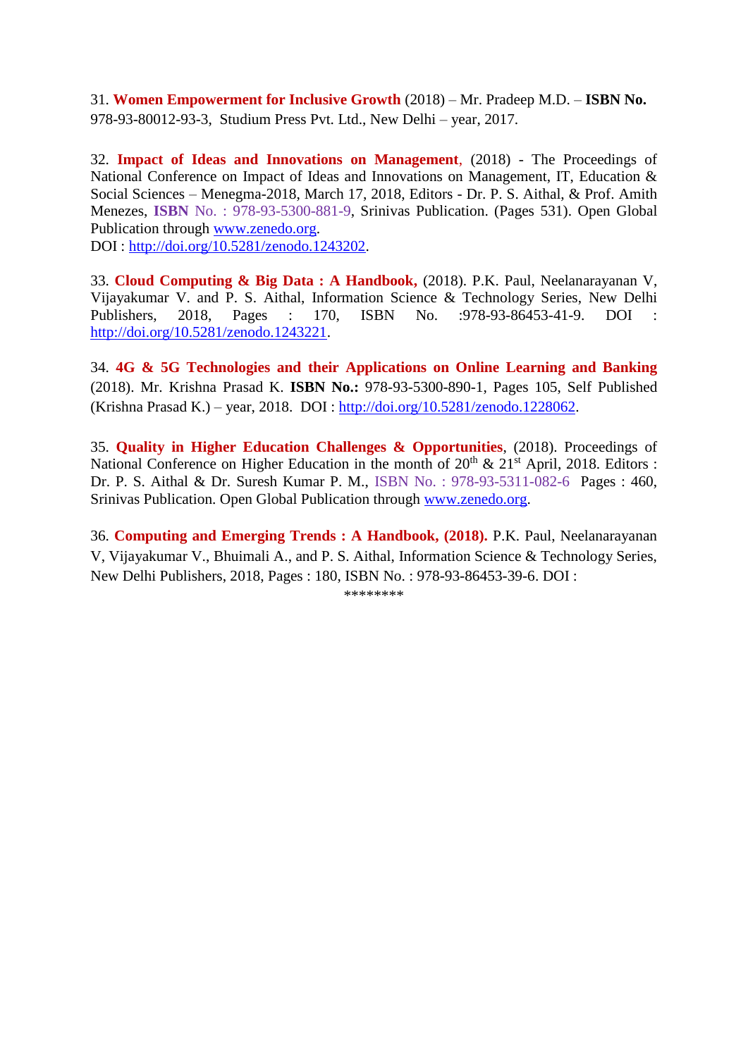31. **Women Empowerment for Inclusive Growth** (2018) – Mr. Pradeep M.D. – **ISBN No.** 978-93-80012-93-3, Studium Press Pvt. Ltd., New Delhi – year, 2017.

32. **Impact of Ideas and Innovations on Management**, (2018) - The Proceedings of National Conference on Impact of Ideas and Innovations on Management, IT, Education & Social Sciences – Menegma-2018, March 17, 2018, Editors - Dr. P. S. Aithal, & Prof. Amith Menezes, **ISBN** No. : 978-93-5300-881-9, Srinivas Publication. (Pages 531). Open Global Publication through www.zenedo.org.
DOI : http://doi.org/10.5281/zenodo.1243202.

33. **Cloud Computing & Big Data : A Handbook,** (2018). P.K. Paul, Neelanarayanan V, Vijayakumar V. and P. S. Aithal, Information Science & Technology Series, New Delhi Publishers, 2018, Pages : 170, ISBN No. :978-93-86453-41-9. DOI : http://doi.org/10.5281/zenodo.1243221.

34. **4G & 5G Technologies and their Applications on Online Learning and Banking** (2018). Mr. Krishna Prasad K. **ISBN No.:** 978-93-5300-890-1, Pages 105, Self Published (Krishna Prasad K.) – year, 2018. DOI : http://doi.org/10.5281/zenodo.1228062.

35. **Quality in Higher Education Challenges & Opportunities**, (2018). Proceedings of National Conference on Higher Education in the month of 20th & 21st April, 2018. Editors : Dr. P. S. Aithal & Dr. Suresh Kumar P. M., ISBN No. : 978-93-5311-082-6 Pages : 460, Srinivas Publication. Open Global Publication through www.zenedo.org.

36. **Computing and Emerging Trends : A Handbook, (2018).** P.K. Paul, Neelanarayanan V, Vijayakumar V., Bhuimali A., and P. S. Aithal, Information Science & Technology Series, New Delhi Publishers, 2018, Pages : 180, ISBN No. : 978-93-86453-39-6. DOI :

********